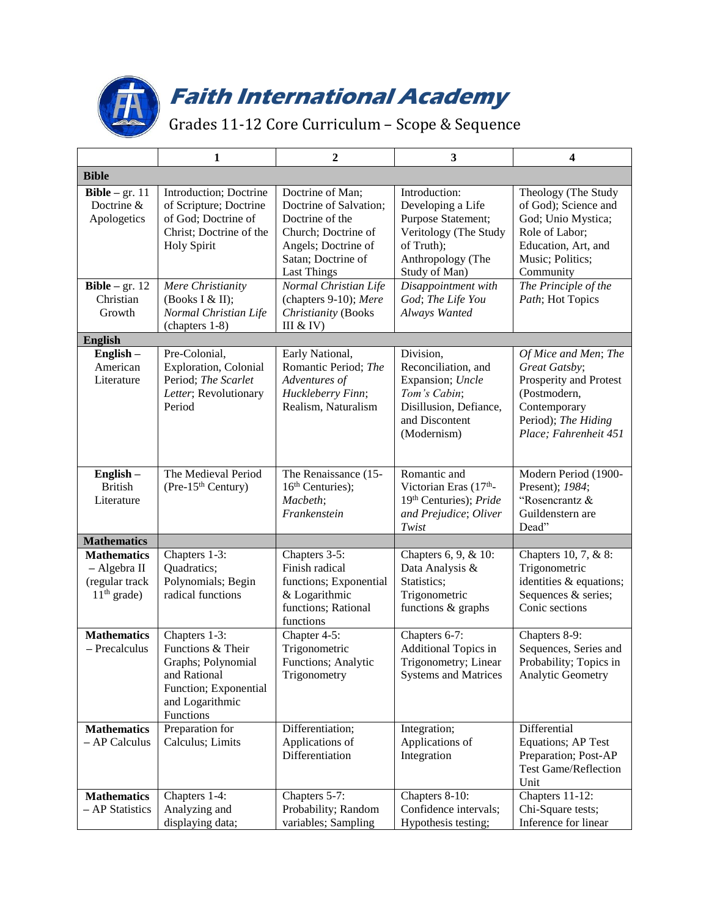# Faith International Academy

## Grades 11-12 Core Curriculum – Scope & Sequence

| | 1 | 2 | 3 | 4 |
|---|---|---|---|---|
| **Bible** | | | | |
| **Bible** – gr. 11 Doctrine & Apologetics | Introduction; Doctrine of Scripture; Doctrine of God; Doctrine of Christ; Doctrine of the Holy Spirit | Doctrine of Man; Doctrine of Salvation; Doctrine of the Church; Doctrine of Angels; Doctrine of Satan; Doctrine of Last Things | Introduction: Developing a Life Purpose Statement; Veritology (The Study of Truth); Anthropology (The Study of Man) | Theology (The Study of God); Science and God; Unio Mystica; Role of Labor; Education, Art, and Music; Politics; Community |
| **Bible** – gr. 12 Christian Growth | *Mere Christianity* (Books I & II); *Normal Christian Life* (chapters 1-8) | *Normal Christian Life* (chapters 9-10); *Mere Christianity* (Books III & IV) | *Disappointment with God*; *The Life You Always Wanted* | *The Principle of the Path*; Hot Topics |
| **English** | | | | |
| **English** – American Literature | Pre-Colonial, Exploration, Colonial Period; *The Scarlet Letter*; Revolutionary Period | Early National, Romantic Period; *The Adventures of Huckleberry Finn*; Realism, Naturalism | Division, Reconciliation, and Expansion; *Uncle Tom's Cabin*; Disillusion, Defiance, and Discontent (Modernism) | *Of Mice and Men*; *The Great Gatsby*; Prosperity and Protest (Postmodern, Contemporary Period); *The Hiding Place; Fahrenheit 451* |
| **English** – British Literature | The Medieval Period (Pre-15th Century) | The Renaissance (15-16th Centuries); *Macbeth*; *Frankenstein* | Romantic and Victorian Eras (17th-19th Centuries); *Pride and Prejudice*; *Oliver Twist* | Modern Period (1900-Present); *1984*; "Rosencrantz & Guildenstern are Dead" |
| **Mathematics** | | | | |
| **Mathematics** – Algebra II (regular track 11th grade) | Chapters 1-3: Quadratics; Polynomials; Begin radical functions | Chapters 3-5: Finish radical functions; Exponential & Logarithmic functions; Rational functions | Chapters 6, 9, & 10: Data Analysis & Statistics; Trigonometric functions & graphs | Chapters 10, 7, & 8: Trigonometric identities & equations; Sequences & series; Conic sections |
| **Mathematics** – Precalculus | Chapters 1-3: Functions & Their Graphs; Polynomial and Rational Function; Exponential and Logarithmic Functions | Chapter 4-5: Trigonometric Functions; Analytic Trigonometry | Chapters 6-7: Additional Topics in Trigonometry; Linear Systems and Matrices | Chapters 8-9: Sequences, Series and Probability; Topics in Analytic Geometry |
| **Mathematics** – AP Calculus | Preparation for Calculus; Limits | Differentiation; Applications of Differentiation | Integration; Applications of Integration | Differential Equations; AP Test Preparation; Post-AP Test Game/Reflection Unit |
| **Mathematics** – AP Statistics | Chapters 1-4: Analyzing and displaying data; | Chapters 5-7: Probability; Random variables; Sampling | Chapters 8-10: Confidence intervals; Hypothesis testing; | Chapters 11-12: Chi-Square tests; Inference for linear |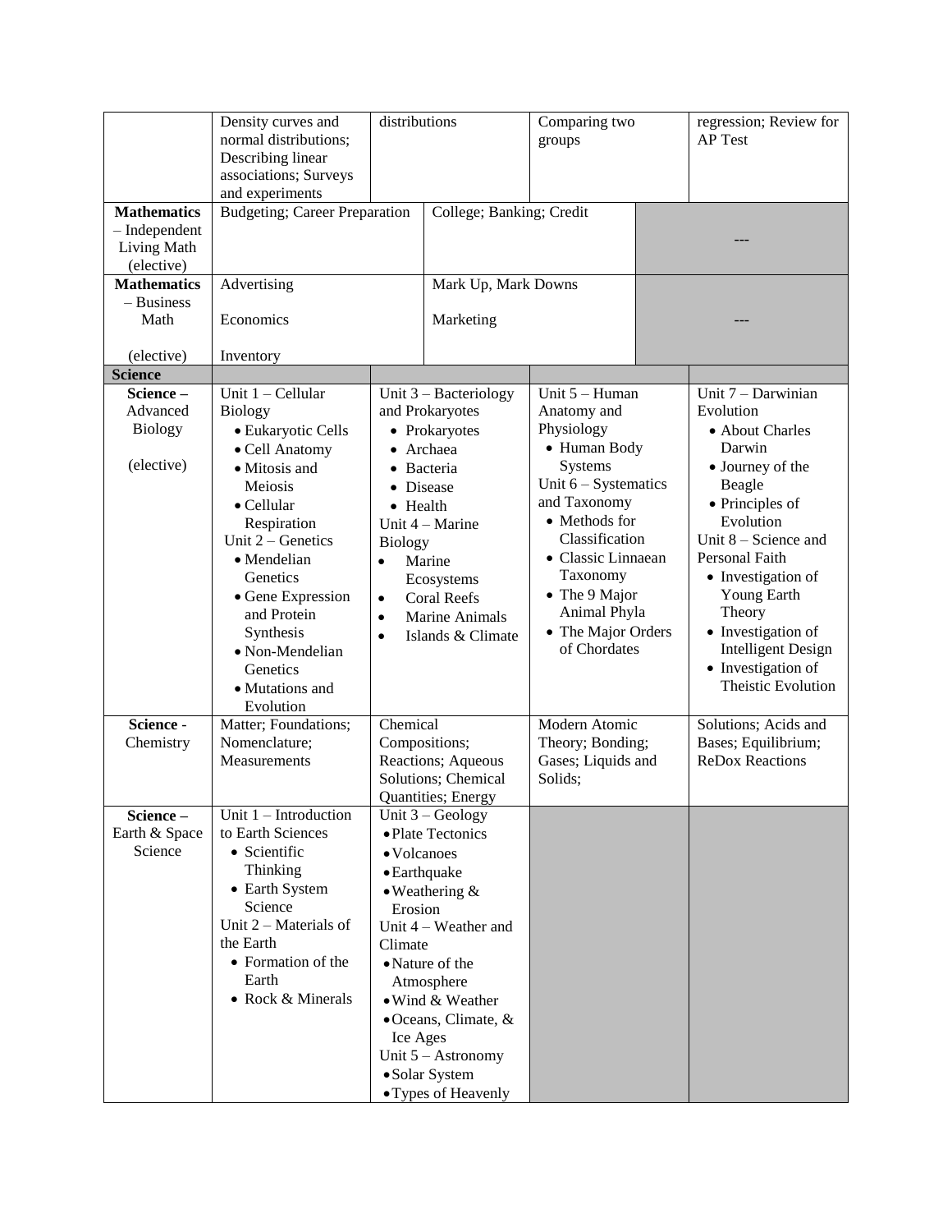| | | | | |
|---|---|---|---|---|
| | Density curves and normal distributions; Describing linear associations; Surveys and experiments | distributions | Comparing two groups | regression; Review for AP Test |
| **Mathematics** – Independent Living Math (elective) | Budgeting; Career Preparation | College; Banking; Credit | --- | |
| **Mathematics** – Business Math (elective) | Advertising<br><br>Economics<br><br>Inventory | Mark Up, Mark Downs<br><br>Marketing | --- | |
| **Science** | | | | |
| **Science** – Advanced Biology (elective) | Unit 1 – Cellular Biology<br>• Eukaryotic Cells<br>• Cell Anatomy<br>• Mitosis and Meiosis<br>• Cellular Respiration<br>Unit 2 – Genetics<br>• Mendelian Genetics<br>• Gene Expression and Protein Synthesis<br>• Non-Mendelian Genetics<br>• Mutations and Evolution | Unit 3 – Bacteriology and Prokaryotes<br>• Prokaryotes<br>• Archaea<br>• Bacteria<br>• Disease<br>• Health<br>Unit 4 – Marine Biology<br>• Marine Ecosystems<br>• Coral Reefs<br>• Marine Animals<br>• Islands & Climate | Unit 5 – Human Anatomy and Physiology<br>• Human Body Systems<br>Unit 6 – Systematics and Taxonomy<br>• Methods for Classification<br>• Classic Linnaean Taxonomy<br>• The 9 Major Animal Phyla<br>• The Major Orders of Chordates | Unit 7 – Darwinian Evolution<br>• About Charles Darwin<br>• Journey of the Beagle<br>• Principles of Evolution<br>Unit 8 – Science and Personal Faith<br>• Investigation of Young Earth Theory<br>• Investigation of Intelligent Design<br>• Investigation of Theistic Evolution |
| **Science** - Chemistry | Matter; Foundations; Nomenclature; Measurements | Chemical Compositions; Reactions; Aqueous Solutions; Chemical Quantities; Energy | Modern Atomic Theory; Bonding; Gases; Liquids and Solids; | Solutions; Acids and Bases; Equilibrium; ReDox Reactions |
| **Science** – Earth & Space Science | Unit 1 – Introduction to Earth Sciences<br>• Scientific Thinking<br>• Earth System Science<br>Unit 2 – Materials of the Earth<br>• Formation of the Earth<br>• Rock & Minerals | Unit 3 – Geology<br>• Plate Tectonics<br>• Volcanoes<br>• Earthquake<br>• Weathering & Erosion<br>Unit 4 – Weather and Climate<br>• Nature of the Atmosphere<br>• Wind & Weather<br>• Oceans, Climate, & Ice Ages<br>Unit 5 – Astronomy<br>• Solar System<br>• Types of Heavenly | | |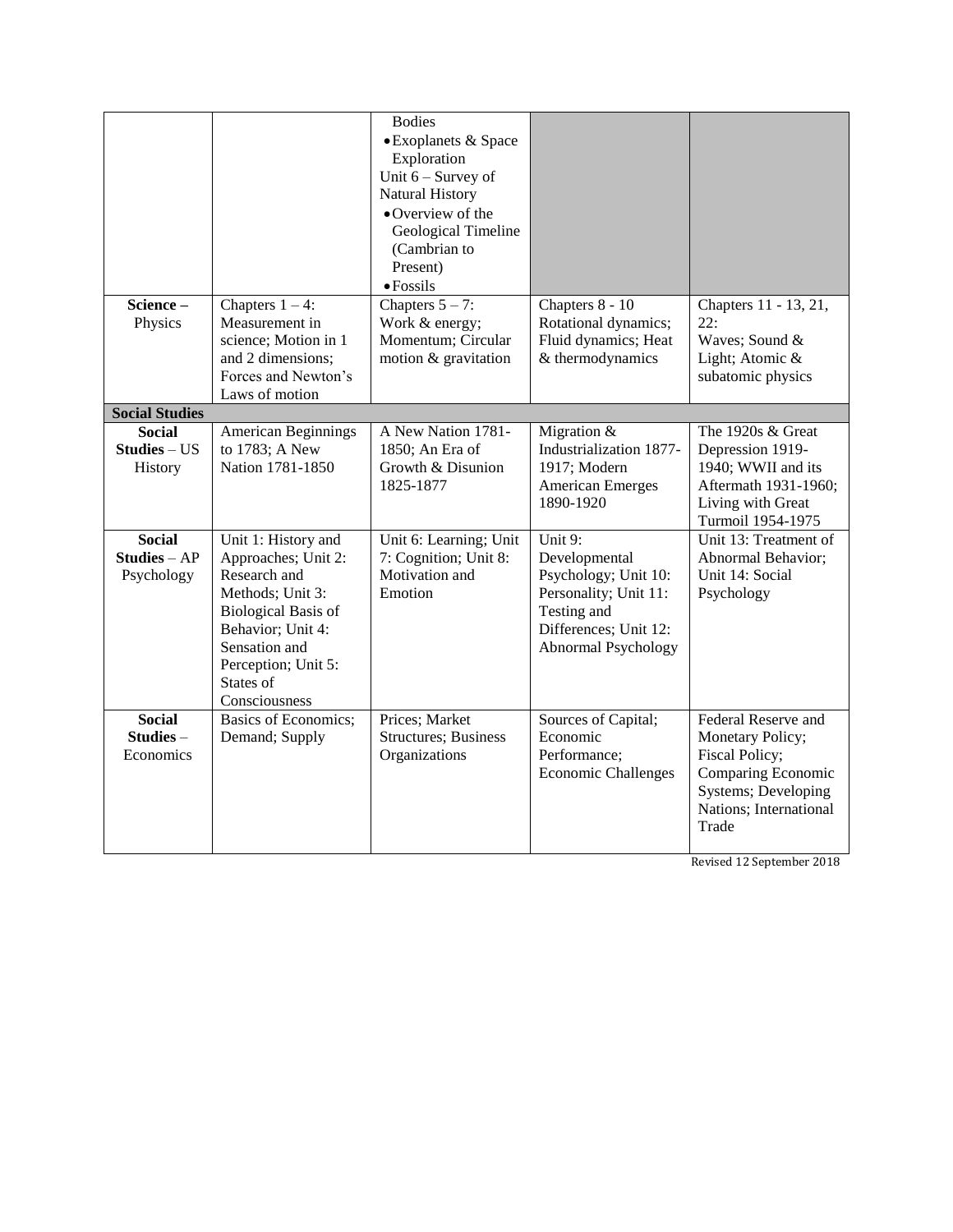| | | | | |
|---|---|---|---|---|
| | | Bodies<br>• Exoplanets & Space Exploration<br>Unit 6 – Survey of Natural History<br>• Overview of the Geological Timeline (Cambrian to Present)<br>• Fossils | | |
| **Science –** Physics | Chapters 1 – 4: Measurement in science; Motion in 1 and 2 dimensions; Forces and Newton's Laws of motion | Chapters 5 – 7: Work & energy; Momentum; Circular motion & gravitation | Chapters 8 - 10 Rotational dynamics; Fluid dynamics; Heat & thermodynamics | Chapters 11 - 13, 21, 22: Waves; Sound & Light; Atomic & subatomic physics |
| **Social Studies** | | | | |
| **Social Studies** – US History | American Beginnings to 1783; A New Nation 1781-1850 | A New Nation 1781-1850; An Era of Growth & Disunion 1825-1877 | Migration & Industrialization 1877-1917; Modern American Emerges 1890-1920 | The 1920s & Great Depression 1919-1940; WWII and its Aftermath 1931-1960; Living with Great Turmoil 1954-1975 |
| **Social Studies** – AP Psychology | Unit 1: History and Approaches; Unit 2: Research and Methods; Unit 3: Biological Basis of Behavior; Unit 4: Sensation and Perception; Unit 5: States of Consciousness | Unit 6: Learning; Unit 7: Cognition; Unit 8: Motivation and Emotion | Unit 9: Developmental Psychology; Unit 10: Personality; Unit 11: Testing and Differences; Unit 12: Abnormal Psychology | Unit 13: Treatment of Abnormal Behavior; Unit 14: Social Psychology |
| **Social Studies** – Economics | Basics of Economics; Demand; Supply | Prices; Market Structures; Business Organizations | Sources of Capital; Economic Performance; Economic Challenges | Federal Reserve and Monetary Policy; Fiscal Policy; Comparing Economic Systems; Developing Nations; International Trade |

Revised 12 September 2018